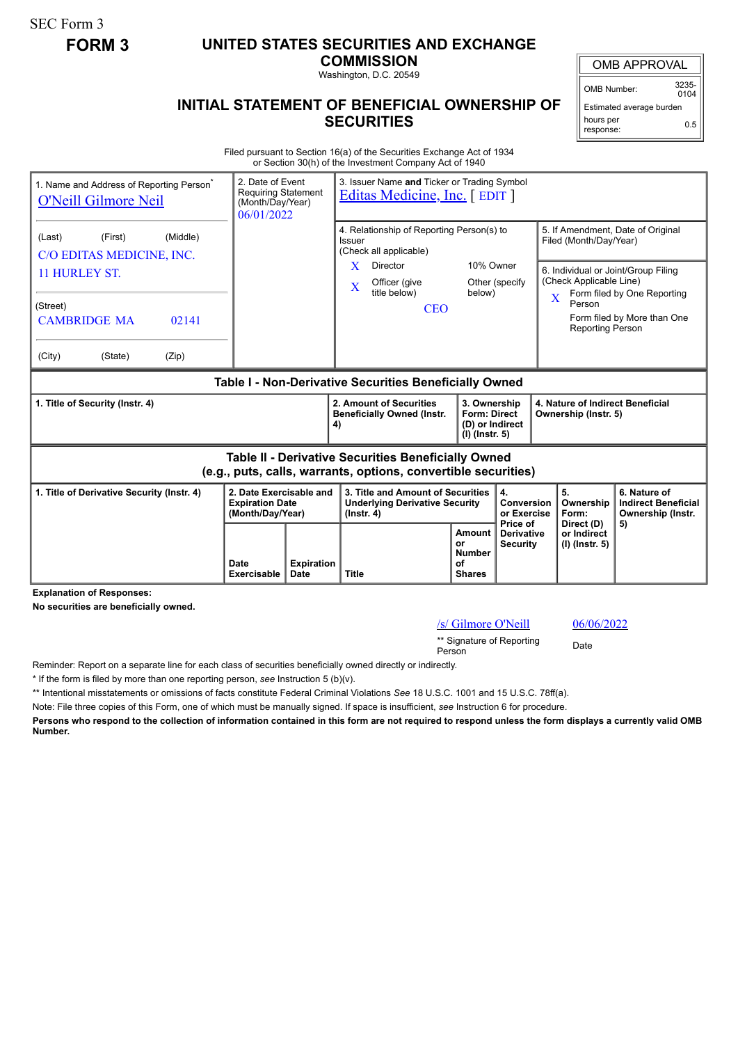SEC Form 3

**FORM 3**

# UNITED STATES SECURITIES AND EXCHANGE COMMISSION

Washington, D.C. 20549

## INITIAL STATEMENT OF BENEFICIAL OWNERSHIP OF SECURITIES

| OMB APPROVAL | |
|---|---|
| OMB Number: | 3235-0104 |
| Estimated average burden hours per response: | 0.5 |

Filed pursuant to Section 16(a) of the Securities Exchange Act of 1934 or Section 30(h) of the Investment Company Act of 1940

| 1. Name and Address of Reporting Person* | 2. Date of Event Requiring Statement (Month/Day/Year) | 3. Issuer Name and Ticker or Trading Symbol |
|---|---|---|
| O'Neill Gilmore Neil | 06/01/2022 | Editas Medicine, Inc. [ EDIT ] |
| (Last) (First) (Middle) C/O EDITAS MEDICINE, INC. 11 HURLEY ST. | | 4. Relationship of Reporting Person(s) to Issuer (Check all applicable) X Director; 10% Owner; X Officer (give title below); Other (specify below) — CEO |
| (Street) CAMBRIDGE MA 02141 | | 5. If Amendment, Date of Original Filed (Month/Day/Year) |
| (City) (State) (Zip) | | 6. Individual or Joint/Group Filing (Check Applicable Line) X Form filed by One Reporting Person; Form filed by More than One Reporting Person |

### Table I - Non-Derivative Securities Beneficially Owned

| 1. Title of Security (Instr. 4) | 2. Amount of Securities Beneficially Owned (Instr. 4) | 3. Ownership Form: Direct (D) or Indirect (I) (Instr. 5) | 4. Nature of Indirect Beneficial Ownership (Instr. 5) |
|---|---|---|---|

### Table II - Derivative Securities Beneficially Owned (e.g., puts, calls, warrants, options, convertible securities)

| 1. Title of Derivative Security (Instr. 4) | 2. Date Exercisable and Expiration Date (Month/Day/Year) | | 3. Title and Amount of Securities Underlying Derivative Security (Instr. 4) | | 4. Conversion or Exercise Price of Derivative Security | 5. Ownership Form: Direct (D) or Indirect (I) (Instr. 5) | 6. Nature of Indirect Beneficial Ownership (Instr. 5) |
|---|---|---|---|---|---|---|---|
| | Date Exercisable | Expiration Date | Title | Amount or Number of Shares | | | |

**Explanation of Responses:**

**No securities are beneficially owned.**

| /s/ Gilmore O'Neill | 06/06/2022 |
|---|---|
| ** Signature of Reporting Person | Date |

Reminder: Report on a separate line for each class of securities beneficially owned directly or indirectly.

* If the form is filed by more than one reporting person, *see* Instruction 5 (b)(v).

** Intentional misstatements or omissions of facts constitute Federal Criminal Violations *See* 18 U.S.C. 1001 and 15 U.S.C. 78ff(a).

Note: File three copies of this Form, one of which must be manually signed. If space is insufficient, *see* Instruction 6 for procedure.

**Persons who respond to the collection of information contained in this form are not required to respond unless the form displays a currently valid OMB Number.**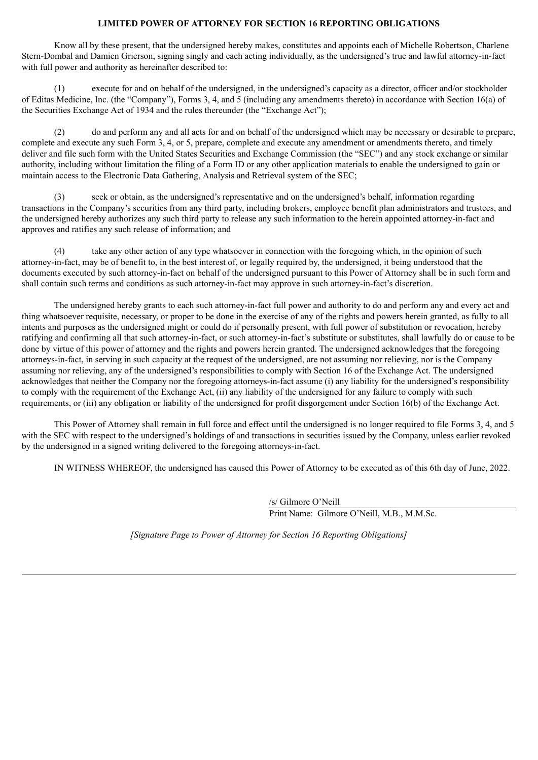**LIMITED POWER OF ATTORNEY FOR SECTION 16 REPORTING OBLIGATIONS**

Know all by these present, that the undersigned hereby makes, constitutes and appoints each of Michelle Robertson, Charlene Stern-Dombal and Damien Grierson, signing singly and each acting individually, as the undersigned's true and lawful attorney-in-fact with full power and authority as hereinafter described to:

(1) execute for and on behalf of the undersigned, in the undersigned's capacity as a director, officer and/or stockholder of Editas Medicine, Inc. (the "Company"), Forms 3, 4, and 5 (including any amendments thereto) in accordance with Section 16(a) of the Securities Exchange Act of 1934 and the rules thereunder (the "Exchange Act");

(2) do and perform any and all acts for and on behalf of the undersigned which may be necessary or desirable to prepare, complete and execute any such Form 3, 4, or 5, prepare, complete and execute any amendment or amendments thereto, and timely deliver and file such form with the United States Securities and Exchange Commission (the "SEC") and any stock exchange or similar authority, including without limitation the filing of a Form ID or any other application materials to enable the undersigned to gain or maintain access to the Electronic Data Gathering, Analysis and Retrieval system of the SEC;

(3) seek or obtain, as the undersigned's representative and on the undersigned's behalf, information regarding transactions in the Company's securities from any third party, including brokers, employee benefit plan administrators and trustees, and the undersigned hereby authorizes any such third party to release any such information to the herein appointed attorney-in-fact and approves and ratifies any such release of information; and

(4) take any other action of any type whatsoever in connection with the foregoing which, in the opinion of such attorney-in-fact, may be of benefit to, in the best interest of, or legally required by, the undersigned, it being understood that the documents executed by such attorney-in-fact on behalf of the undersigned pursuant to this Power of Attorney shall be in such form and shall contain such terms and conditions as such attorney-in-fact may approve in such attorney-in-fact's discretion.

The undersigned hereby grants to each such attorney-in-fact full power and authority to do and perform any and every act and thing whatsoever requisite, necessary, or proper to be done in the exercise of any of the rights and powers herein granted, as fully to all intents and purposes as the undersigned might or could do if personally present, with full power of substitution or revocation, hereby ratifying and confirming all that such attorney-in-fact, or such attorney-in-fact's substitute or substitutes, shall lawfully do or cause to be done by virtue of this power of attorney and the rights and powers herein granted. The undersigned acknowledges that the foregoing attorneys-in-fact, in serving in such capacity at the request of the undersigned, are not assuming nor relieving, nor is the Company assuming nor relieving, any of the undersigned's responsibilities to comply with Section 16 of the Exchange Act. The undersigned acknowledges that neither the Company nor the foregoing attorneys-in-fact assume (i) any liability for the undersigned's responsibility to comply with the requirement of the Exchange Act, (ii) any liability of the undersigned for any failure to comply with such requirements, or (iii) any obligation or liability of the undersigned for profit disgorgement under Section 16(b) of the Exchange Act.

This Power of Attorney shall remain in full force and effect until the undersigned is no longer required to file Forms 3, 4, and 5 with the SEC with respect to the undersigned's holdings of and transactions in securities issued by the Company, unless earlier revoked by the undersigned in a signed writing delivered to the foregoing attorneys-in-fact.

IN WITNESS WHEREOF, the undersigned has caused this Power of Attorney to be executed as of this 6th day of June, 2022.

/s/ Gilmore O'Neill

Print Name: Gilmore O'Neill, M.B., M.M.Sc.

*[Signature Page to Power of Attorney for Section 16 Reporting Obligations]*